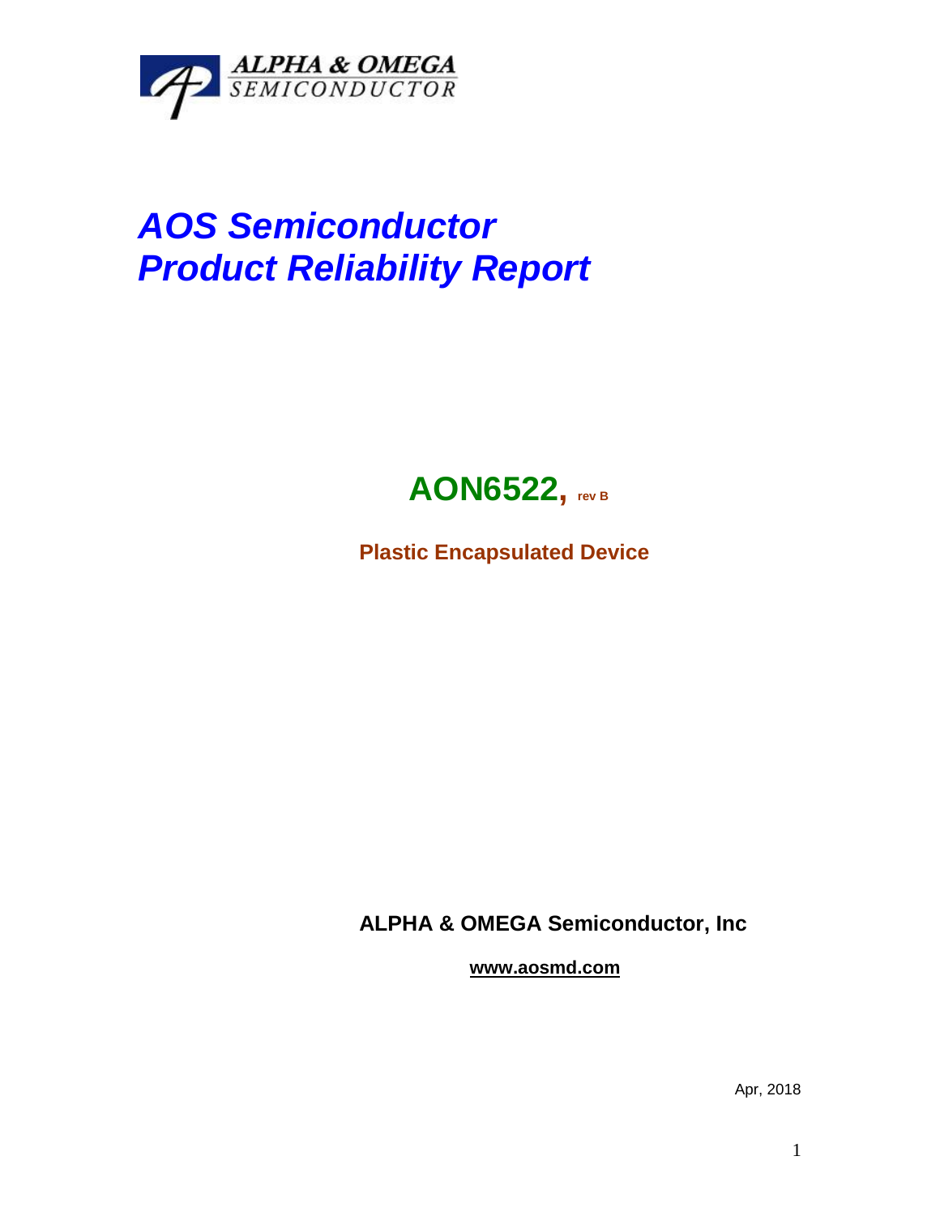ALPHA & OMEGA
SEMICONDUCTOR

# *AOS Semiconductor*
# *Product Reliability Report*

## AON6522, rev B

**Plastic Encapsulated Device**

**ALPHA & OMEGA Semiconductor, Inc**

**www.aosmd.com**

Apr, 2018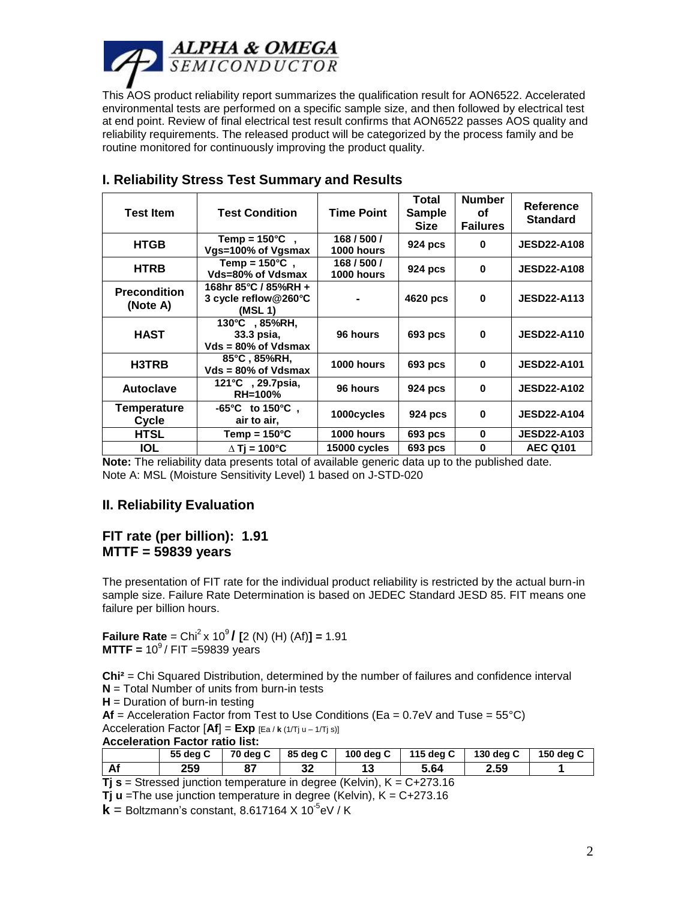ALPHA & OMEGA SEMICONDUCTOR

This AOS product reliability report summarizes the qualification result for AON6522. Accelerated environmental tests are performed on a specific sample size, and then followed by electrical test at end point. Review of final electrical test result confirms that AON6522 passes AOS quality and reliability requirements. The released product will be categorized by the process family and be routine monitored for continuously improving the product quality.

## I. Reliability Stress Test Summary and Results

| Test Item | Test Condition | Time Point | Total Sample Size | Number of Failures | Reference Standard |
|---|---|---|---|---|---|
| HTGB | Temp = 150°C , Vgs=100% of Vgsmax | 168 / 500 / 1000 hours | 924 pcs | 0 | JESD22-A108 |
| HTRB | Temp = 150°C , Vds=80% of Vdsmax | 168 / 500 / 1000 hours | 924 pcs | 0 | JESD22-A108 |
| Precondition (Note A) | 168hr 85°C / 85%RH + 3 cycle reflow@260°C (MSL 1) | - | 4620 pcs | 0 | JESD22-A113 |
| HAST | 130°C , 85%RH, 33.3 psia, Vds = 80% of Vdsmax | 96 hours | 693 pcs | 0 | JESD22-A110 |
| H3TRB | 85°C , 85%RH, Vds = 80% of Vdsmax | 1000 hours | 693 pcs | 0 | JESD22-A101 |
| Autoclave | 121°C , 29.7psia, RH=100% | 96 hours | 924 pcs | 0 | JESD22-A102 |
| Temperature Cycle | -65°C to 150°C , air to air, | 1000cycles | 924 pcs | 0 | JESD22-A104 |
| HTSL | Temp = 150°C | 1000 hours | 693 pcs | 0 | JESD22-A103 |
| IOL | $\Delta$ Tj = 100°C | 15000 cycles | 693 pcs | 0 | AEC Q101 |

**Note:** The reliability data presents total of available generic data up to the published date.
Note A: MSL (Moisture Sensitivity Level) 1 based on J-STD-020

## II. Reliability Evaluation

### FIT rate (per billion): 1.91
### MTTF = 59839 years

The presentation of FIT rate for the individual product reliability is restricted by the actual burn-in sample size. Failure Rate Determination is based on JEDEC Standard JESD 85. FIT means one failure per billion hours.

**Failure Rate** = $Chi^2 \times 10^9$ **/ [**2 (N) (H) (Af)**] =** 1.91
**MTTF =** $10^9$ / FIT =59839 years

**Chi²** = Chi Squared Distribution, determined by the number of failures and confidence interval
**N** = Total Number of units from burn-in tests
**H** = Duration of burn-in testing
**Af** = Acceleration Factor from Test to Use Conditions (Ea = 0.7eV and Tuse = 55°C)
Acceleration Factor [**Af**] = **Exp** [Ea / **k** (1/Tj u – 1/Tj s)]
**Acceleration Factor ratio list:**

| | 55 deg C | 70 deg C | 85 deg C | 100 deg C | 115 deg C | 130 deg C | 150 deg C |
|---|---|---|---|---|---|---|---|
| Af | 259 | 87 | 32 | 13 | 5.64 | 2.59 | 1 |

**Tj s** = Stressed junction temperature in degree (Kelvin), K = C+273.16
**Tj u** =The use junction temperature in degree (Kelvin), K = C+273.16
**k** = Boltzmann's constant, 8.617164 X $10^{-5}$eV / K